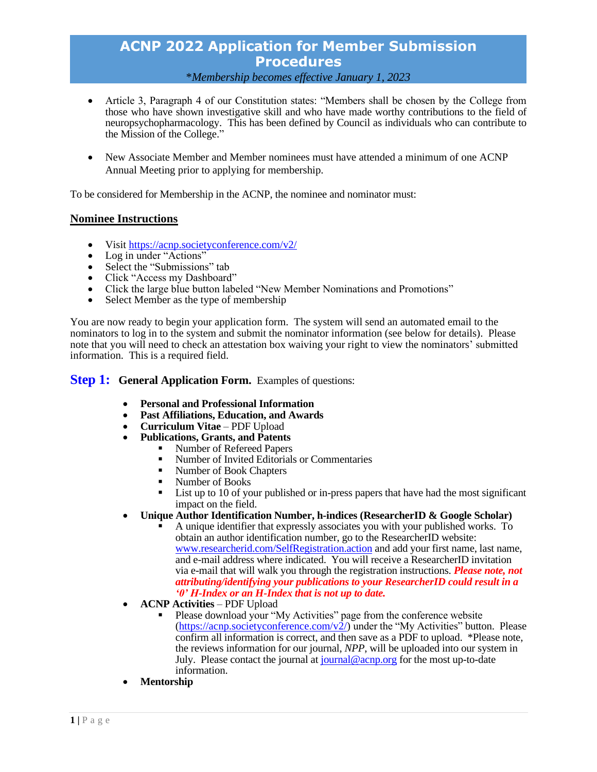# ACNP 2022 Application for Member Submission Procedures

*\*Membership becomes effective January 1, 2023*

- Article 3, Paragraph 4 of our Constitution states: "Members shall be chosen by the College from those who have shown investigative skill and who have made worthy contributions to the field of neuropsychopharmacology. This has been defined by Council as individuals who can contribute to the Mission of the College."
- New Associate Member and Member nominees must have attended a minimum of one ACNP Annual Meeting prior to applying for membership.

To be considered for Membership in the ACNP, the nominee and nominator must:

## Nominee Instructions

- Visit https://acnp.societyconference.com/v2/
- Log in under "Actions"
- Select the "Submissions" tab
- Click "Access my Dashboard"
- Click the large blue button labeled "New Member Nominations and Promotions"
- Select Member as the type of membership

You are now ready to begin your application form. The system will send an automated email to the nominators to log in to the system and submit the nominator information (see below for details). Please note that you will need to check an attestation box waiving your right to view the nominators' submitted information. This is a required field.

**Step 1: General Application Form.** Examples of questions:

- **Personal and Professional Information**
- **Past Affiliations, Education, and Awards**
- **Curriculum Vitae** – PDF Upload
- **Publications, Grants, and Patents**
  - Number of Refereed Papers
  - Number of Invited Editorials or Commentaries
  - Number of Book Chapters
  - Number of Books
  - List up to 10 of your published or in-press papers that have had the most significant impact on the field.
- **Unique Author Identification Number, h-indices (ResearcherID & Google Scholar)**
  - A unique identifier that expressly associates you with your published works. To obtain an author identification number, go to the ResearcherID website: www.researcherid.com/SelfRegistration.action and add your first name, last name, and e-mail address where indicated. You will receive a ResearcherID invitation via e-mail that will walk you through the registration instructions. ***Please note, not attributing/identifying your publications to your ResearcherID could result in a '0' H-Index or an H-Index that is not up to date.***
- **ACNP Activities** – PDF Upload
  - Please download your "My Activities" page from the conference website (https://acnp.societyconference.com/v2/) under the "My Activities" button. Please confirm all information is correct, and then save as a PDF to upload. \*Please note, the reviews information for our journal, *NPP*, will be uploaded into our system in July. Please contact the journal at journal@acnp.org for the most up-to-date information.
- **Mentorship**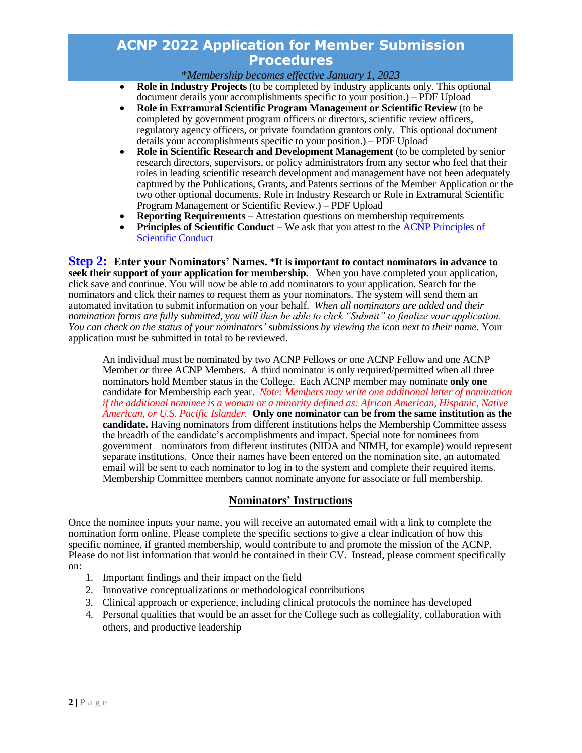- **Role in Industry Projects** (to be completed by industry applicants only. This optional document details your accomplishments specific to your position.) – PDF Upload
- **Role in Extramural Scientific Program Management or Scientific Review** (to be completed by government program officers or directors, scientific review officers, regulatory agency officers, or private foundation grantors only. This optional document details your accomplishments specific to your position.) – PDF Upload
- **Role in Scientific Research and Development Management** (to be completed by senior research directors, supervisors, or policy administrators from any sector who feel that their roles in leading scientific research development and management have not been adequately captured by the Publications, Grants, and Patents sections of the Member Application or the two other optional documents, Role in Industry Research or Role in Extramural Scientific Program Management or Scientific Review.) – PDF Upload
- **Reporting Requirements –** Attestation questions on membership requirements
- **Principles of Scientific Conduct –** We ask that you attest to the ACNP Principles of Scientific Conduct

**Step 2: Enter your Nominators' Names. *It is important to contact nominators in advance to seek their support of your application for membership.** When you have completed your application, click save and continue. You will now be able to add nominators to your application. Search for the nominators and click their names to request them as your nominators. The system will send them an automated invitation to submit information on your behalf. *When all nominators are added and their nomination forms are fully submitted, you will then be able to click "Submit" to finalize your application. You can check on the status of your nominators' submissions by viewing the icon next to their name.* Your application must be submitted in total to be reviewed.

An individual must be nominated by two ACNP Fellows *or* one ACNP Fellow and one ACNP Member *or* three ACNP Members. A third nominator is only required/permitted when all three nominators hold Member status in the College. Each ACNP member may nominate **only one** candidate for Membership each year. *Note: Members may write one additional letter of nomination if the additional nominee is a woman or a minority defined as: African American, Hispanic, Native American, or U.S. Pacific Islander.* **Only one nominator can be from the same institution as the candidate.** Having nominators from different institutions helps the Membership Committee assess the breadth of the candidate's accomplishments and impact. Special note for nominees from government – nominators from different institutes (NIDA and NIMH, for example) would represent separate institutions. Once their names have been entered on the nomination site, an automated email will be sent to each nominator to log in to the system and complete their required items. Membership Committee members cannot nominate anyone for associate or full membership.

## Nominators' Instructions

Once the nominee inputs your name, you will receive an automated email with a link to complete the nomination form online. Please complete the specific sections to give a clear indication of how this specific nominee, if granted membership, would contribute to and promote the mission of the ACNP. Please do not list information that would be contained in their CV. Instead, please comment specifically on:

1. Important findings and their impact on the field
2. Innovative conceptualizations or methodological contributions
3. Clinical approach or experience, including clinical protocols the nominee has developed
4. Personal qualities that would be an asset for the College such as collegiality, collaboration with others, and productive leadership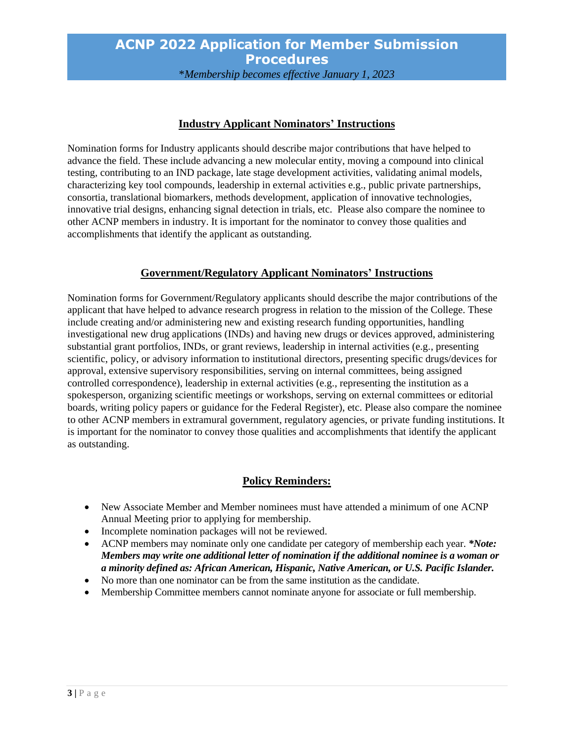# ACNP 2022 Application for Member Submission Procedures

*\*Membership becomes effective January 1, 2023*

## Industry Applicant Nominators' Instructions

Nomination forms for Industry applicants should describe major contributions that have helped to advance the field. These include advancing a new molecular entity, moving a compound into clinical testing, contributing to an IND package, late stage development activities, validating animal models, characterizing key tool compounds, leadership in external activities e.g., public private partnerships, consortia, translational biomarkers, methods development, application of innovative technologies, innovative trial designs, enhancing signal detection in trials, etc. Please also compare the nominee to other ACNP members in industry. It is important for the nominator to convey those qualities and accomplishments that identify the applicant as outstanding.

## Government/Regulatory Applicant Nominators' Instructions

Nomination forms for Government/Regulatory applicants should describe the major contributions of the applicant that have helped to advance research progress in relation to the mission of the College. These include creating and/or administering new and existing research funding opportunities, handling investigational new drug applications (INDs) and having new drugs or devices approved, administering substantial grant portfolios, INDs, or grant reviews, leadership in internal activities (e.g., presenting scientific, policy, or advisory information to institutional directors, presenting specific drugs/devices for approval, extensive supervisory responsibilities, serving on internal committees, being assigned controlled correspondence), leadership in external activities (e.g., representing the institution as a spokesperson, organizing scientific meetings or workshops, serving on external committees or editorial boards, writing policy papers or guidance for the Federal Register), etc. Please also compare the nominee to other ACNP members in extramural government, regulatory agencies, or private funding institutions. It is important for the nominator to convey those qualities and accomplishments that identify the applicant as outstanding.

## Policy Reminders:

- New Associate Member and Member nominees must have attended a minimum of one ACNP Annual Meeting prior to applying for membership.
- Incomplete nomination packages will not be reviewed.
- ACNP members may nominate only one candidate per category of membership each year. ***\*Note: Members may write one additional letter of nomination if the additional nominee is a woman or a minority defined as: African American, Hispanic, Native American, or U.S. Pacific Islander.***
- No more than one nominator can be from the same institution as the candidate.
- Membership Committee members cannot nominate anyone for associate or full membership.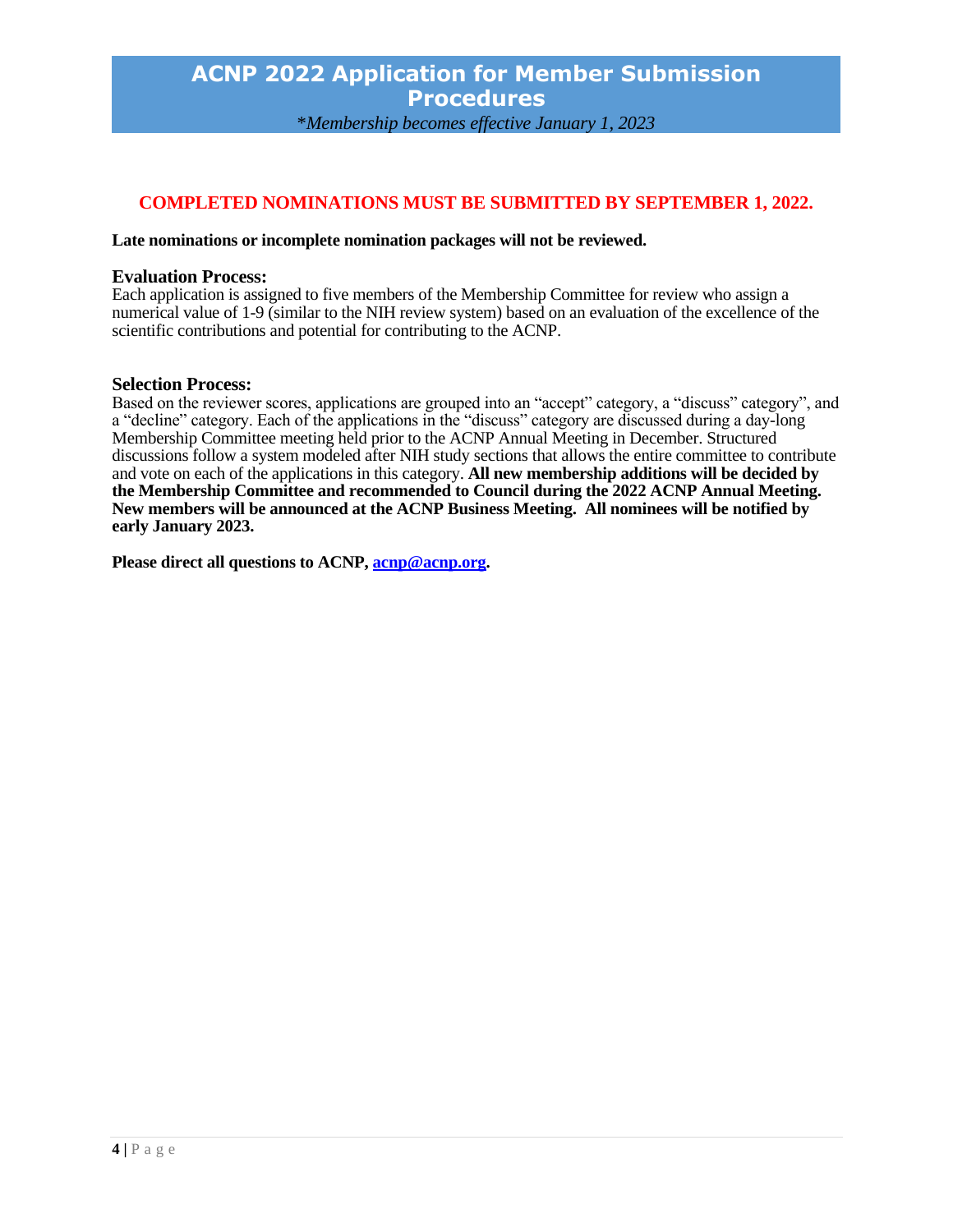# ACNP 2022 Application for Member Submission Procedures

*\*Membership becomes effective January 1, 2023*

**COMPLETED NOMINATIONS MUST BE SUBMITTED BY SEPTEMBER 1, 2022.**

**Late nominations or incomplete nomination packages will not be reviewed.**

### Evaluation Process:

Each application is assigned to five members of the Membership Committee for review who assign a numerical value of 1-9 (similar to the NIH review system) based on an evaluation of the excellence of the scientific contributions and potential for contributing to the ACNP.

### Selection Process:

Based on the reviewer scores, applications are grouped into an "accept" category, a "discuss" category", and a "decline" category. Each of the applications in the "discuss" category are discussed during a day-long Membership Committee meeting held prior to the ACNP Annual Meeting in December. Structured discussions follow a system modeled after NIH study sections that allows the entire committee to contribute and vote on each of the applications in this category. **All new membership additions will be decided by the Membership Committee and recommended to Council during the 2022 ACNP Annual Meeting. New members will be announced at the ACNP Business Meeting. All nominees will be notified by early January 2023.**

**Please direct all questions to ACNP, [acnp@acnp.org](mailto:acnp@acnp.org).**